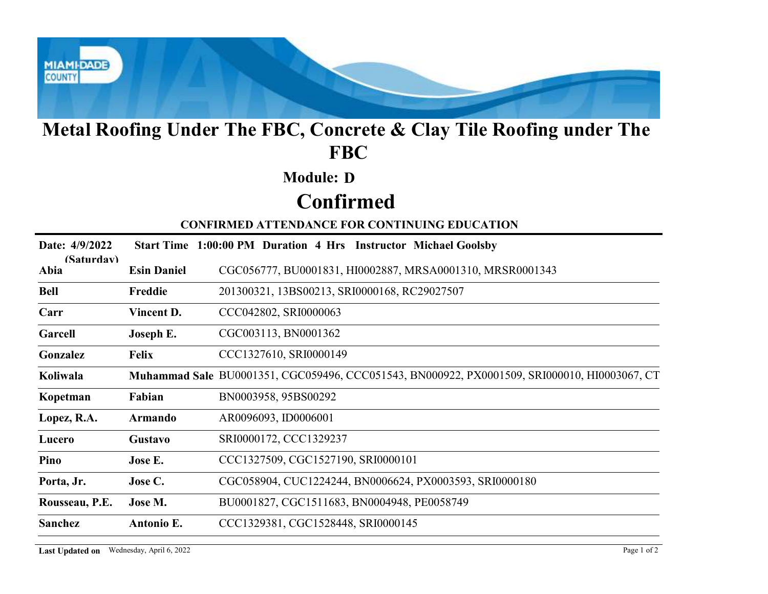# Metal Roofing Under The FBC, Concrete & Clay Tile Roofing under The FBC

## Module: D

# Confirmed

### CONFIRMED ATTENDANCE FOR CONTINUING EDUCATION

**Date: 4/9/2022 (Saturday)** **Start Time 1:00:00 PM** **Duration 4 Hrs** **Instructor Michael Goolsby**

| Last Name | First Name | Licenses |
|---|---|---|
| **Abia** | **Esin Daniel** | CGC056777, BU0001831, HI0002887, MRSA0001310, MRSR0001343 |
| **Bell** | **Freddie** | 201300321, 13BS00213, SRI0000168, RC29027507 |
| **Carr** | **Vincent D.** | CCC042802, SRI0000063 |
| **Garcell** | **Joseph E.** | CGC003113, BN0001362 |
| **Gonzalez** | **Felix** | CCC1327610, SRI0000149 |
| **Koliwala** | **Muhammad Sale** | BU0001351, CGC059496, CCC051543, BN000922, PX0001509, SRI000010, HI0003067, CT |
| **Kopetman** | **Fabian** | BN0003958, 95BS00292 |
| **Lopez, R.A.** | **Armando** | AR0096093, ID0006001 |
| **Lucero** | **Gustavo** | SRI0000172, CCC1329237 |
| **Pino** | **Jose E.** | CCC1327509, CGC1527190, SRI0000101 |
| **Porta, Jr.** | **Jose C.** | CGC058904, CUC1224244, BN0006624, PX0003593, SRI0000180 |
| **Rousseau, P.E.** | **Jose M.** | BU0001827, CGC1511683, BN0004948, PE0058749 |
| **Sanchez** | **Antonio E.** | CCC1329381, CGC1528448, SRI0000145 |

**Last Updated on** Wednesday, April 6, 2022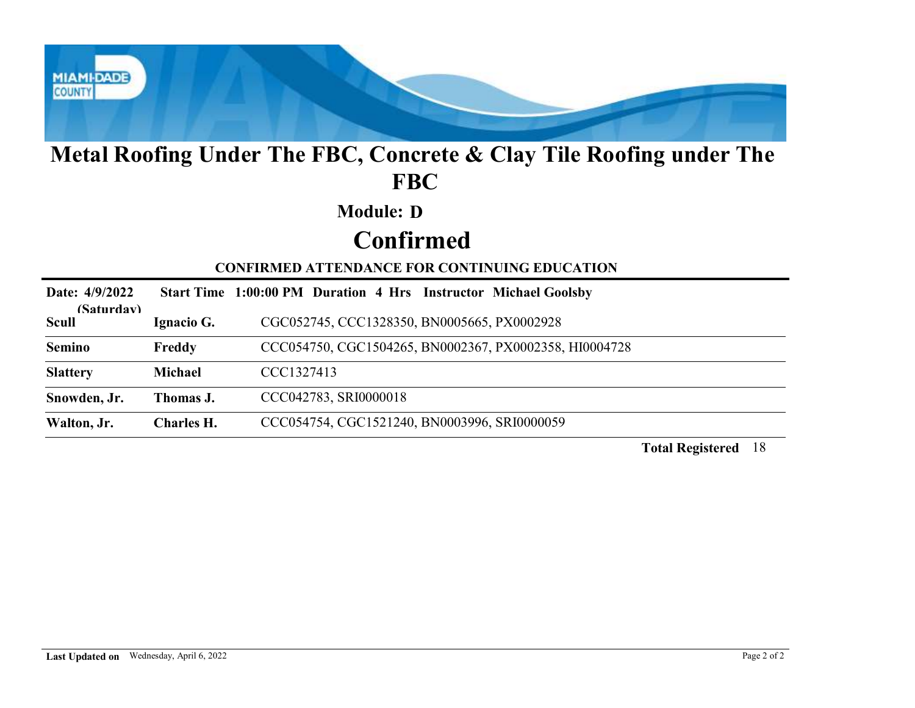# Metal Roofing Under The FBC, Concrete & Clay Tile Roofing under The FBC

## Module: D

## Confirmed

**CONFIRMED ATTENDANCE FOR CONTINUING EDUCATION**

**Date: 4/9/2022 (Saturday)** **Start Time 1:00:00 PM Duration 4 Hrs Instructor Michael Goolsby**

| | | |
|---|---|---|
| **Scull** | **Ignacio G.** | CGC052745, CCC1328350, BN0005665, PX0002928 |
| **Semino** | **Freddy** | CCC054750, CGC1504265, BN0002367, PX0002358, HI0004728 |
| **Slattery** | **Michael** | CCC1327413 |
| **Snowden, Jr.** | **Thomas J.** | CCC042783, SRI0000018 |
| **Walton, Jr.** | **Charles H.** | CCC054754, CGC1521240, BN0003996, SRI0000059 |

**Total Registered** 18

**Last Updated on** Wednesday, April 6, 2022